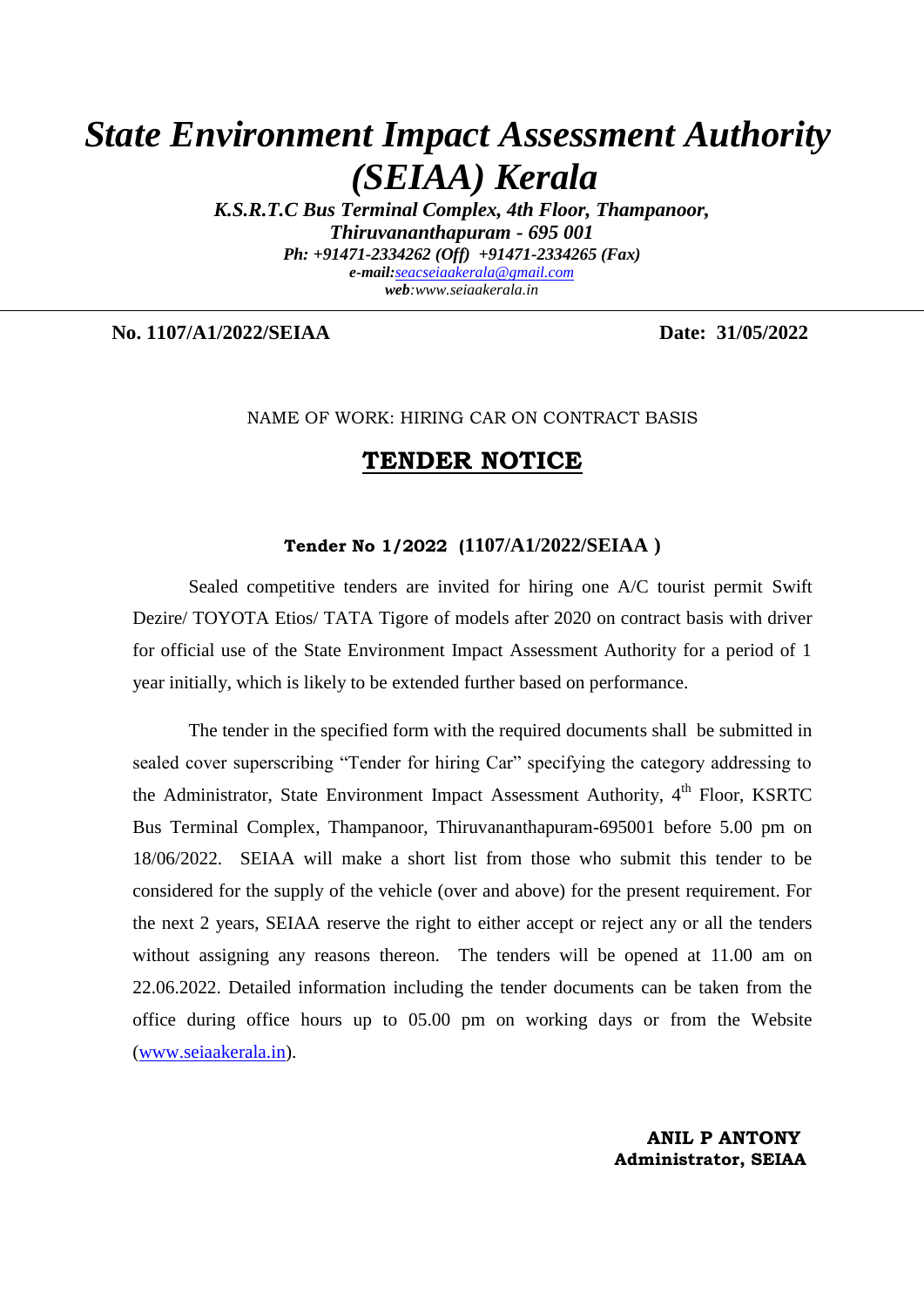# *State Environment Impact Assessment Authority (SEIAA) Kerala*

***K.S.R.T.C Bus Terminal Complex, 4th Floor, Thampanoor,***
***Thiruvananthapuram - 695 001***
***Ph: +91471-2334262 (Off) +91471-2334265 (Fax)***
***e-mail:**seacseiaakerala@gmail.com*
***web**:www.seiaakerala.in*

---

**No. 1107/A1/2022/SEIAA** **Date: 31/05/2022**

NAME OF WORK: HIRING CAR ON CONTRACT BASIS

## TENDER NOTICE

**Tender No 1/2022 (1107/A1/2022/SEIAA )**

Sealed competitive tenders are invited for hiring one A/C tourist permit Swift Dezire/ TOYOTA Etios/ TATA Tigore of models after 2020 on contract basis with driver for official use of the State Environment Impact Assessment Authority for a period of 1 year initially, which is likely to be extended further based on performance.

The tender in the specified form with the required documents shall be submitted in sealed cover superscribing "Tender for hiring Car" specifying the category addressing to the Administrator, State Environment Impact Assessment Authority, 4th Floor, KSRTC Bus Terminal Complex, Thampanoor, Thiruvananthapuram-695001 before 5.00 pm on 18/06/2022. SEIAA will make a short list from those who submit this tender to be considered for the supply of the vehicle (over and above) for the present requirement. For the next 2 years, SEIAA reserve the right to either accept or reject any or all the tenders without assigning any reasons thereon. The tenders will be opened at 11.00 am on 22.06.2022. Detailed information including the tender documents can be taken from the office during office hours up to 05.00 pm on working days or from the Website (www.seiaakerala.in).

**ANIL P ANTONY**
**Administrator, SEIAA**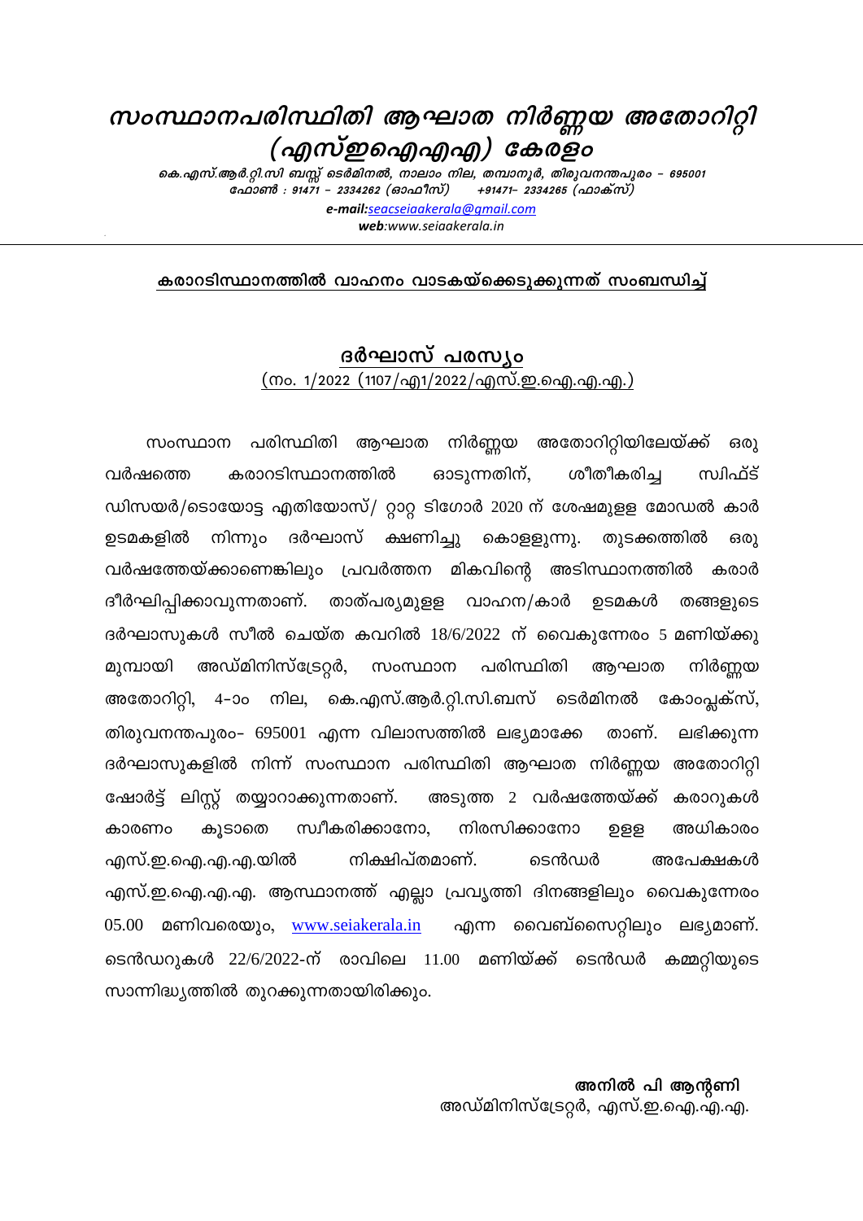# സംസ്ഥാനപരിസ്ഥിതി ആഘാത നിർണ്ണയ അതോറിറ്റി (എസ്ഇഐഎഎ) കേരളം

*കെ.എസ്.ആർ.റ്റി.സി ബസ്സ് ടെർമിനൽ, നാലാം നില, തമ്പാനൂർ, തിരുവനന്തപുരം – 695001*
*ഫോൺ : 91471 – 2334262 (ഓഫീസ്) +91471– 2334265 (ഫാക്സ്)*
***e-mail:**seacseiaakerala@gmail.com*
***web**:www.seiaakerala.in*

---

**കരാറടിസ്ഥാനത്തിൽ വാഹനം വാടകയ്ക്കെടുക്കുന്നത് സംബന്ധിച്ച്**

## ദർഘാസ് പരസ്യം

(നം. 1/2022 (1107/എ1/2022/എസ്.ഇ.ഐ.എ.എ.)

സംസ്ഥാന പരിസ്ഥിതി ആഘാത നിർണ്ണയ അതോറിറ്റിയിലേയ്ക്ക് ഒരു വർഷത്തെ കരാറടിസ്ഥാനത്തിൽ ഓടുന്നതിന്, ശീതീകരിച്ച സ്വിഫ്ട് ഡിസയർ/ടൊയോട്ട എതിയോസ്/ റ്റാറ്റ ടിഗോർ 2020 ന് ശേഷമുള്ള മോഡൽ കാർ ഉടമകളിൽ നിന്നും ദർഘാസ് ക്ഷണിച്ചു കൊള്ളുന്നു. തുടക്കത്തിൽ ഒരു വർഷത്തേയ്ക്കാണെങ്കിലും പ്രവർത്തന മികവിന്റെ അടിസ്ഥാനത്തിൽ കരാർ ദീർഘിപ്പിക്കാവുന്നതാണ്. താത്പര്യമുള്ള വാഹന/കാർ ഉടമകൾ തങ്ങളുടെ ദർഘാസുകൾ സീൽ ചെയ്ത കവറിൽ 18/6/2022 ന് വൈകുന്നേരം 5 മണിയ്ക്കു മുമ്പായി അഡ്മിനിസ്ട്രേറ്റർ, സംസ്ഥാന പരിസ്ഥിതി ആഘാത നിർണ്ണയ അതോറിറ്റി, 4-ാം നില, കെ.എസ്.ആർ.റ്റി.സി.ബസ് ടെർമിനൽ കോംപ്ലക്സ്, തിരുവനന്തപുരം– 695001 എന്ന വിലാസത്തിൽ ലഭ്യമാക്കേ താണ്. ലഭിക്കുന്ന ദർഘാസുകളിൽ നിന്ന് സംസ്ഥാന പരിസ്ഥിതി ആഘാത നിർണ്ണയ അതോറിറ്റി ഷോർട്ട് ലിസ്റ്റ് തയ്യാറാക്കുന്നതാണ്. അടുത്ത 2 വർഷത്തേയ്ക്ക് കരാറുകൾ കാരണം കൂടാതെ സ്വീകരിക്കാനോ, നിരസിക്കാനോ ഉള്ള അധികാരം എസ്.ഇ.ഐ.എ.എ.യിൽ നിക്ഷിപ്തമാണ്. ടെൻഡർ അപേക്ഷകൾ എസ്.ഇ.ഐ.എ.എ. ആസ്ഥാനത്ത് എല്ലാ പ്രവൃത്തി ദിനങ്ങളിലും വൈകുന്നേരം 05.00 മണിവരെയും, www.seiakerala.in എന്ന വെബ്സൈറ്റിലും ലഭ്യമാണ്. ടെൻഡറുകൾ 22/6/2022-ന് രാവിലെ 11.00 മണിയ്ക്ക് ടെൻഡർ കമ്മറ്റിയുടെ സാന്നിദ്ധ്യത്തിൽ തുറക്കുന്നതായിരിക്കും.

**അനിൽ പി ആന്റണി**
അഡ്മിനിസ്ട്രേറ്റർ, എസ്.ഇ.ഐ.എ.എ.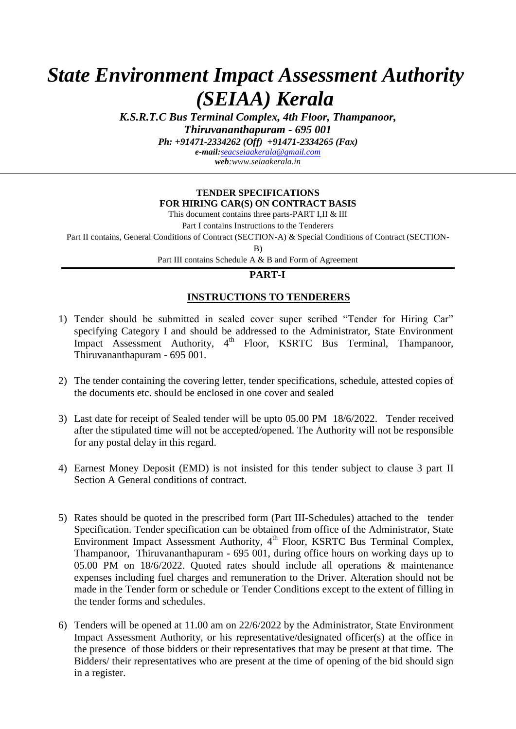# *State Environment Impact Assessment Authority (SEIAA) Kerala*

***K.S.R.T.C Bus Terminal Complex, 4th Floor, Thampanoor, Thiruvananthapuram - 695 001***

***Ph: +91471-2334262 (Off) +91471-2334265 (Fax)***

***e-mail:seacseiaakerala@gmail.com***

***web:www.seiaakerala.in***

**TENDER SPECIFICATIONS**
**FOR HIRING CAR(S) ON CONTRACT BASIS**

This document contains three parts-PART I,II & III

Part I contains Instructions to the Tenderers

Part II contains, General Conditions of Contract (SECTION-A) & Special Conditions of Contract (SECTION-B)

Part III contains Schedule A & B and Form of Agreement

## PART-I

## INSTRUCTIONS TO TENDERERS

1) Tender should be submitted in sealed cover super scribed "Tender for Hiring Car" specifying Category I and should be addressed to the Administrator, State Environment Impact Assessment Authority, 4th Floor, KSRTC Bus Terminal, Thampanoor, Thiruvananthapuram - 695 001.

2) The tender containing the covering letter, tender specifications, schedule, attested copies of the documents etc. should be enclosed in one cover and sealed

3) Last date for receipt of Sealed tender will be upto 05.00 PM 18/6/2022. Tender received after the stipulated time will not be accepted/opened. The Authority will not be responsible for any postal delay in this regard.

4) Earnest Money Deposit (EMD) is not insisted for this tender subject to clause 3 part II Section A General conditions of contract.

5) Rates should be quoted in the prescribed form (Part III-Schedules) attached to the tender Specification. Tender specification can be obtained from office of the Administrator, State Environment Impact Assessment Authority, 4th Floor, KSRTC Bus Terminal Complex, Thampanoor, Thiruvananthapuram - 695 001, during office hours on working days up to 05.00 PM on 18/6/2022. Quoted rates should include all operations & maintenance expenses including fuel charges and remuneration to the Driver. Alteration should not be made in the Tender form or schedule or Tender Conditions except to the extent of filling in the tender forms and schedules.

6) Tenders will be opened at 11.00 am on 22/6/2022 by the Administrator, State Environment Impact Assessment Authority, or his representative/designated officer(s) at the office in the presence of those bidders or their representatives that may be present at that time. The Bidders/ their representatives who are present at the time of opening of the bid should sign in a register.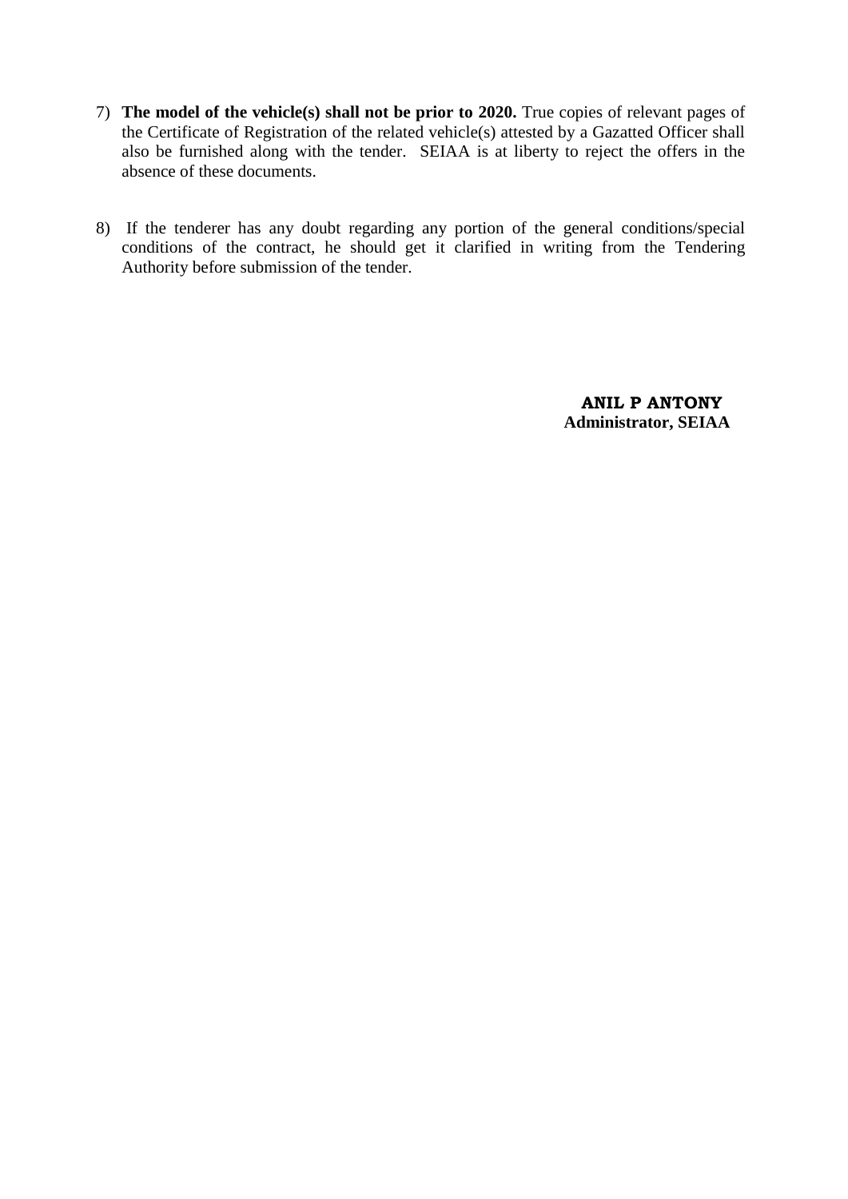7) **The model of the vehicle(s) shall not be prior to 2020.** True copies of relevant pages of the Certificate of Registration of the related vehicle(s) attested by a Gazatted Officer shall also be furnished along with the tender. SEIAA is at liberty to reject the offers in the absence of these documents.

8) If the tenderer has any doubt regarding any portion of the general conditions/special conditions of the contract, he should get it clarified in writing from the Tendering Authority before submission of the tender.

**ANIL P ANTONY**
**Administrator, SEIAA**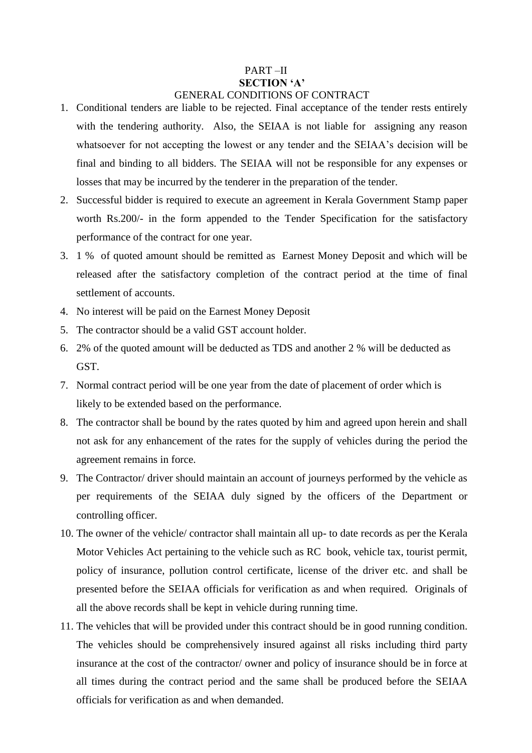PART –II

**SECTION 'A'**

GENERAL CONDITIONS OF CONTRACT

1. Conditional tenders are liable to be rejected. Final acceptance of the tender rests entirely with the tendering authority. Also, the SEIAA is not liable for assigning any reason whatsoever for not accepting the lowest or any tender and the SEIAA's decision will be final and binding to all bidders. The SEIAA will not be responsible for any expenses or losses that may be incurred by the tenderer in the preparation of the tender.
2. Successful bidder is required to execute an agreement in Kerala Government Stamp paper worth Rs.200/- in the form appended to the Tender Specification for the satisfactory performance of the contract for one year.
3. 1 % of quoted amount should be remitted as Earnest Money Deposit and which will be released after the satisfactory completion of the contract period at the time of final settlement of accounts.
4. No interest will be paid on the Earnest Money Deposit
5. The contractor should be a valid GST account holder.
6. 2% of the quoted amount will be deducted as TDS and another 2 % will be deducted as GST.
7. Normal contract period will be one year from the date of placement of order which is likely to be extended based on the performance.
8. The contractor shall be bound by the rates quoted by him and agreed upon herein and shall not ask for any enhancement of the rates for the supply of vehicles during the period the agreement remains in force.
9. The Contractor/ driver should maintain an account of journeys performed by the vehicle as per requirements of the SEIAA duly signed by the officers of the Department or controlling officer.
10. The owner of the vehicle/ contractor shall maintain all up- to date records as per the Kerala Motor Vehicles Act pertaining to the vehicle such as RC book, vehicle tax, tourist permit, policy of insurance, pollution control certificate, license of the driver etc. and shall be presented before the SEIAA officials for verification as and when required. Originals of all the above records shall be kept in vehicle during running time.
11. The vehicles that will be provided under this contract should be in good running condition. The vehicles should be comprehensively insured against all risks including third party insurance at the cost of the contractor/ owner and policy of insurance should be in force at all times during the contract period and the same shall be produced before the SEIAA officials for verification as and when demanded.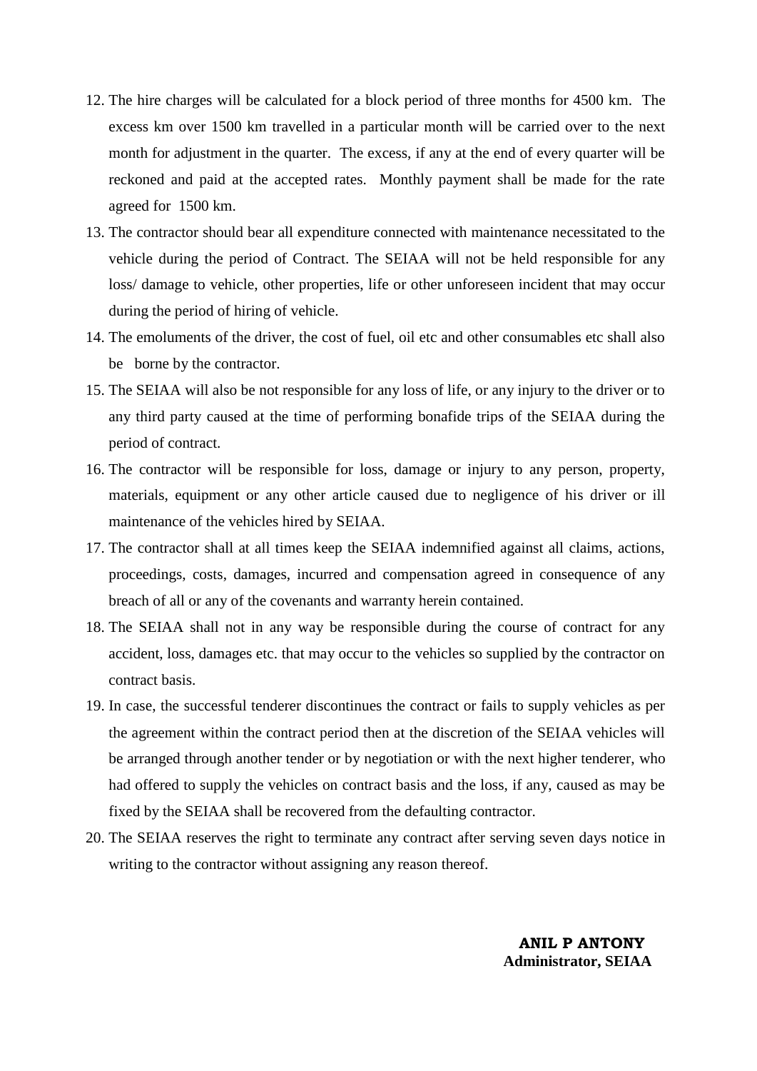12. The hire charges will be calculated for a block period of three months for 4500 km. The excess km over 1500 km travelled in a particular month will be carried over to the next month for adjustment in the quarter. The excess, if any at the end of every quarter will be reckoned and paid at the accepted rates. Monthly payment shall be made for the rate agreed for 1500 km.
13. The contractor should bear all expenditure connected with maintenance necessitated to the vehicle during the period of Contract. The SEIAA will not be held responsible for any loss/ damage to vehicle, other properties, life or other unforeseen incident that may occur during the period of hiring of vehicle.
14. The emoluments of the driver, the cost of fuel, oil etc and other consumables etc shall also be borne by the contractor.
15. The SEIAA will also be not responsible for any loss of life, or any injury to the driver or to any third party caused at the time of performing bonafide trips of the SEIAA during the period of contract.
16. The contractor will be responsible for loss, damage or injury to any person, property, materials, equipment or any other article caused due to negligence of his driver or ill maintenance of the vehicles hired by SEIAA.
17. The contractor shall at all times keep the SEIAA indemnified against all claims, actions, proceedings, costs, damages, incurred and compensation agreed in consequence of any breach of all or any of the covenants and warranty herein contained.
18. The SEIAA shall not in any way be responsible during the course of contract for any accident, loss, damages etc. that may occur to the vehicles so supplied by the contractor on contract basis.
19. In case, the successful tenderer discontinues the contract or fails to supply vehicles as per the agreement within the contract period then at the discretion of the SEIAA vehicles will be arranged through another tender or by negotiation or with the next higher tenderer, who had offered to supply the vehicles on contract basis and the loss, if any, caused as may be fixed by the SEIAA shall be recovered from the defaulting contractor.
20. The SEIAA reserves the right to terminate any contract after serving seven days notice in writing to the contractor without assigning any reason thereof.

**ANIL P ANTONY**
**Administrator, SEIAA**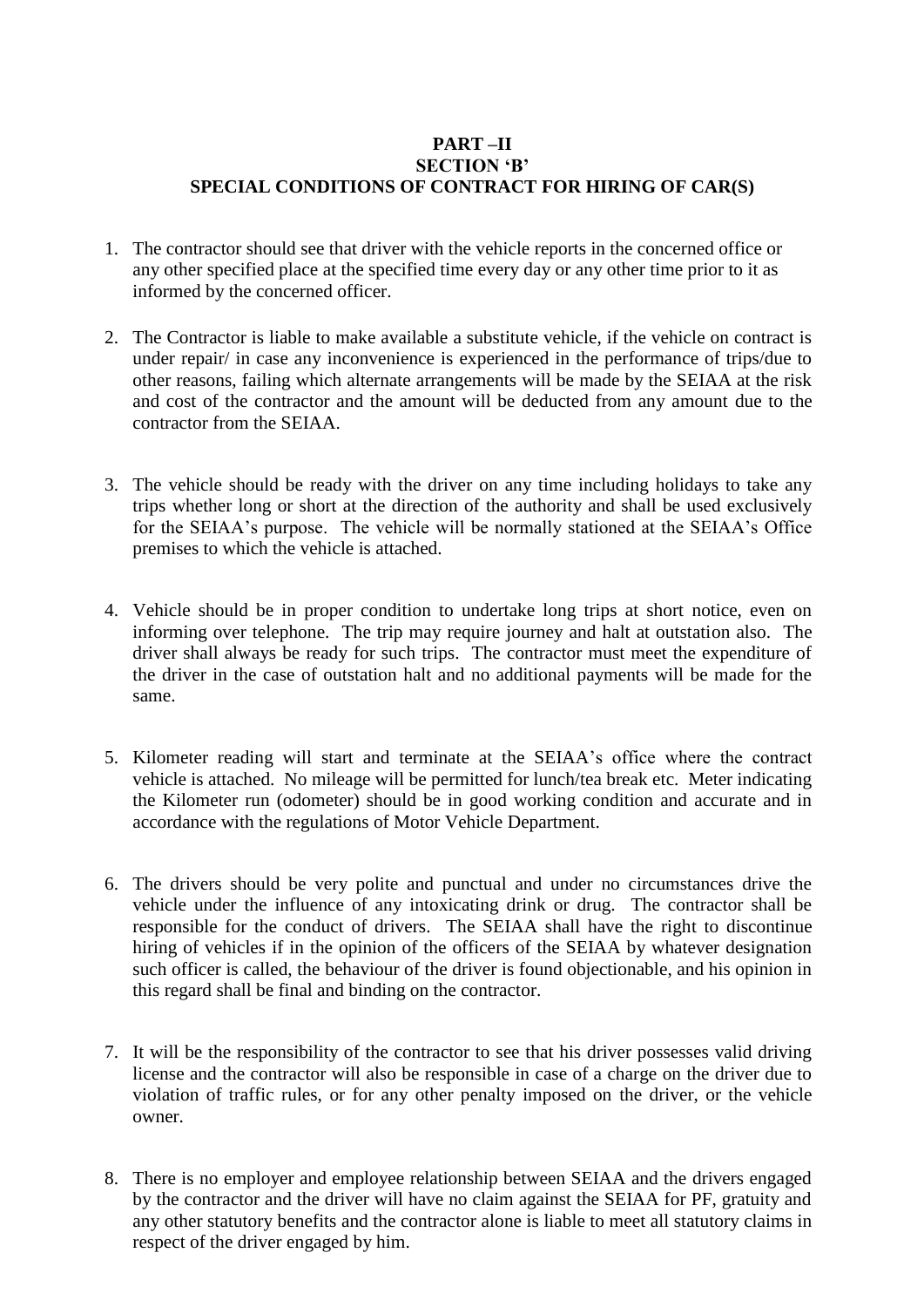**PART –II**
**SECTION 'B'**
**SPECIAL CONDITIONS OF CONTRACT FOR HIRING OF CAR(S)**

1. The contractor should see that driver with the vehicle reports in the concerned office or any other specified place at the specified time every day or any other time prior to it as informed by the concerned officer.

2. The Contractor is liable to make available a substitute vehicle, if the vehicle on contract is under repair/ in case any inconvenience is experienced in the performance of trips/due to other reasons, failing which alternate arrangements will be made by the SEIAA at the risk and cost of the contractor and the amount will be deducted from any amount due to the contractor from the SEIAA.

3. The vehicle should be ready with the driver on any time including holidays to take any trips whether long or short at the direction of the authority and shall be used exclusively for the SEIAA's purpose. The vehicle will be normally stationed at the SEIAA's Office premises to which the vehicle is attached.

4. Vehicle should be in proper condition to undertake long trips at short notice, even on informing over telephone. The trip may require journey and halt at outstation also. The driver shall always be ready for such trips. The contractor must meet the expenditure of the driver in the case of outstation halt and no additional payments will be made for the same.

5. Kilometer reading will start and terminate at the SEIAA's office where the contract vehicle is attached. No mileage will be permitted for lunch/tea break etc. Meter indicating the Kilometer run (odometer) should be in good working condition and accurate and in accordance with the regulations of Motor Vehicle Department.

6. The drivers should be very polite and punctual and under no circumstances drive the vehicle under the influence of any intoxicating drink or drug. The contractor shall be responsible for the conduct of drivers. The SEIAA shall have the right to discontinue hiring of vehicles if in the opinion of the officers of the SEIAA by whatever designation such officer is called, the behaviour of the driver is found objectionable, and his opinion in this regard shall be final and binding on the contractor.

7. It will be the responsibility of the contractor to see that his driver possesses valid driving license and the contractor will also be responsible in case of a charge on the driver due to violation of traffic rules, or for any other penalty imposed on the driver, or the vehicle owner.

8. There is no employer and employee relationship between SEIAA and the drivers engaged by the contractor and the driver will have no claim against the SEIAA for PF, gratuity and any other statutory benefits and the contractor alone is liable to meet all statutory claims in respect of the driver engaged by him.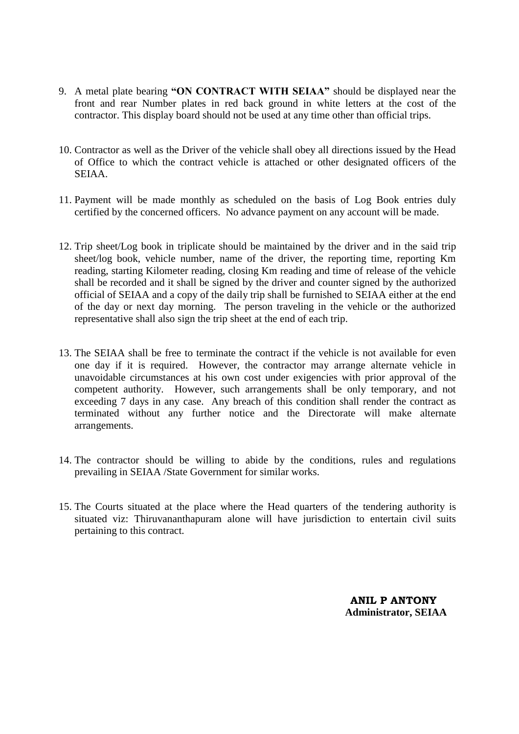9. A metal plate bearing **"ON CONTRACT WITH SEIAA"** should be displayed near the front and rear Number plates in red back ground in white letters at the cost of the contractor. This display board should not be used at any time other than official trips.

10. Contractor as well as the Driver of the vehicle shall obey all directions issued by the Head of Office to which the contract vehicle is attached or other designated officers of the SEIAA.

11. Payment will be made monthly as scheduled on the basis of Log Book entries duly certified by the concerned officers. No advance payment on any account will be made.

12. Trip sheet/Log book in triplicate should be maintained by the driver and in the said trip sheet/log book, vehicle number, name of the driver, the reporting time, reporting Km reading, starting Kilometer reading, closing Km reading and time of release of the vehicle shall be recorded and it shall be signed by the driver and counter signed by the authorized official of SEIAA and a copy of the daily trip shall be furnished to SEIAA either at the end of the day or next day morning. The person traveling in the vehicle or the authorized representative shall also sign the trip sheet at the end of each trip.

13. The SEIAA shall be free to terminate the contract if the vehicle is not available for even one day if it is required. However, the contractor may arrange alternate vehicle in unavoidable circumstances at his own cost under exigencies with prior approval of the competent authority. However, such arrangements shall be only temporary, and not exceeding 7 days in any case. Any breach of this condition shall render the contract as terminated without any further notice and the Directorate will make alternate arrangements.

14. The contractor should be willing to abide by the conditions, rules and regulations prevailing in SEIAA /State Government for similar works.

15. The Courts situated at the place where the Head quarters of the tendering authority is situated viz: Thiruvananthapuram alone will have jurisdiction to entertain civil suits pertaining to this contract.

**ANIL P ANTONY**
**Administrator, SEIAA**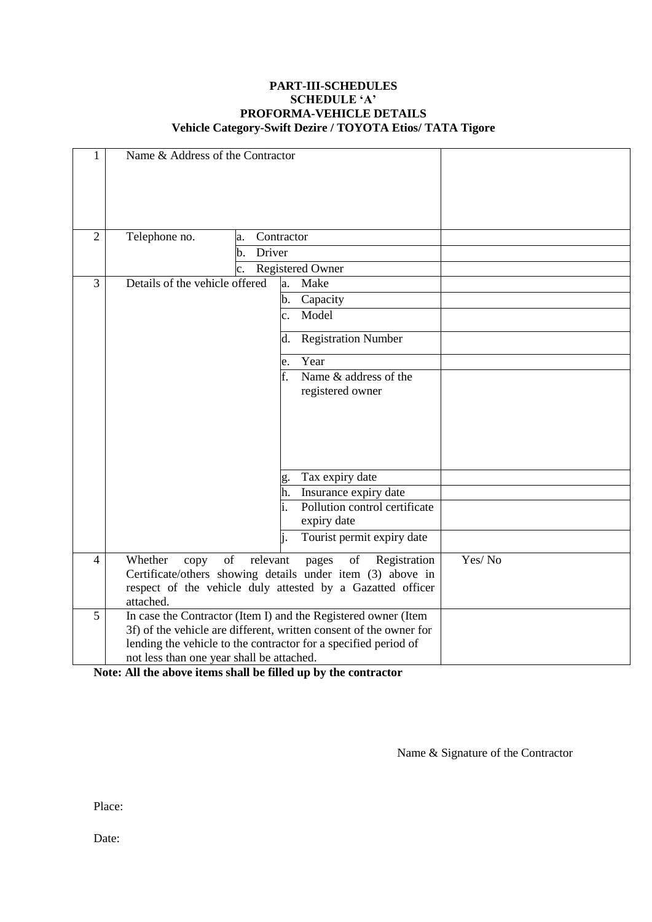**PART-III-SCHEDULES**
**SCHEDULE 'A'**
**PROFORMA-VEHICLE DETAILS**
**Vehicle Category-Swift Dezire / TOYOTA Etios/ TATA Tigore**

| | | | |
|---|---|---|---|
| 1 | Name & Address of the Contractor | | |
| 2 | Telephone no. | a. Contractor | |
| | | b. Driver | |
| | | c. Registered Owner | |
| 3 | Details of the vehicle offered | a. Make | |
| | | b. Capacity | |
| | | c. Model | |
| | | d. Registration Number | |
| | | e. Year | |
| | | f. Name & address of the registered owner | |
| | | g. Tax expiry date | |
| | | h. Insurance expiry date | |
| | | i. Pollution control certificate expiry date | |
| | | j. Tourist permit expiry date | |
| 4 | Whether copy of relevant pages of Registration Certificate/others showing details under item (3) above in respect of the vehicle duly attested by a Gazatted officer attached. | | Yes/ No |
| 5 | In case the Contractor (Item I) and the Registered owner (Item 3f) of the vehicle are different, written consent of the owner for lending the vehicle to the contractor for a specified period of not less than one year shall be attached. | | |

**Note: All the above items shall be filled up by the contractor**

Name & Signature of the Contractor

Place:

Date: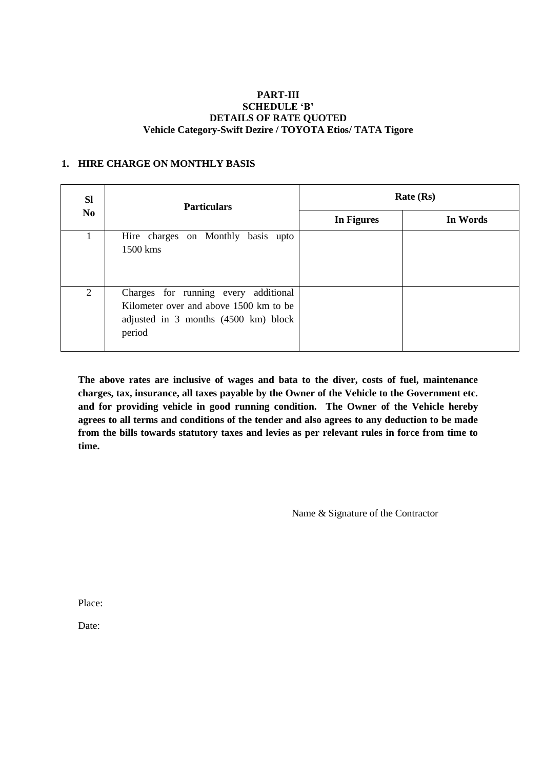**PART-III**
**SCHEDULE 'B'**
**DETAILS OF RATE QUOTED**
**Vehicle Category-Swift Dezire / TOYOTA Etios/ TATA Tigore**

**1. HIRE CHARGE ON MONTHLY BASIS**

| Sl No | Particulars | Rate (Rs) | |
|---|---|---|---|
| | | In Figures | In Words |
| 1 | Hire charges on Monthly basis upto 1500 kms | | |
| 2 | Charges for running every additional Kilometer over and above 1500 km to be adjusted in 3 months (4500 km) block period | | |

**The above rates are inclusive of wages and bata to the diver, costs of fuel, maintenance charges, tax, insurance, all taxes payable by the Owner of the Vehicle to the Government etc. and for providing vehicle in good running condition. The Owner of the Vehicle hereby agrees to all terms and conditions of the tender and also agrees to any deduction to be made from the bills towards statutory taxes and levies as per relevant rules in force from time to time.**

Name & Signature of the Contractor

Place:

Date: